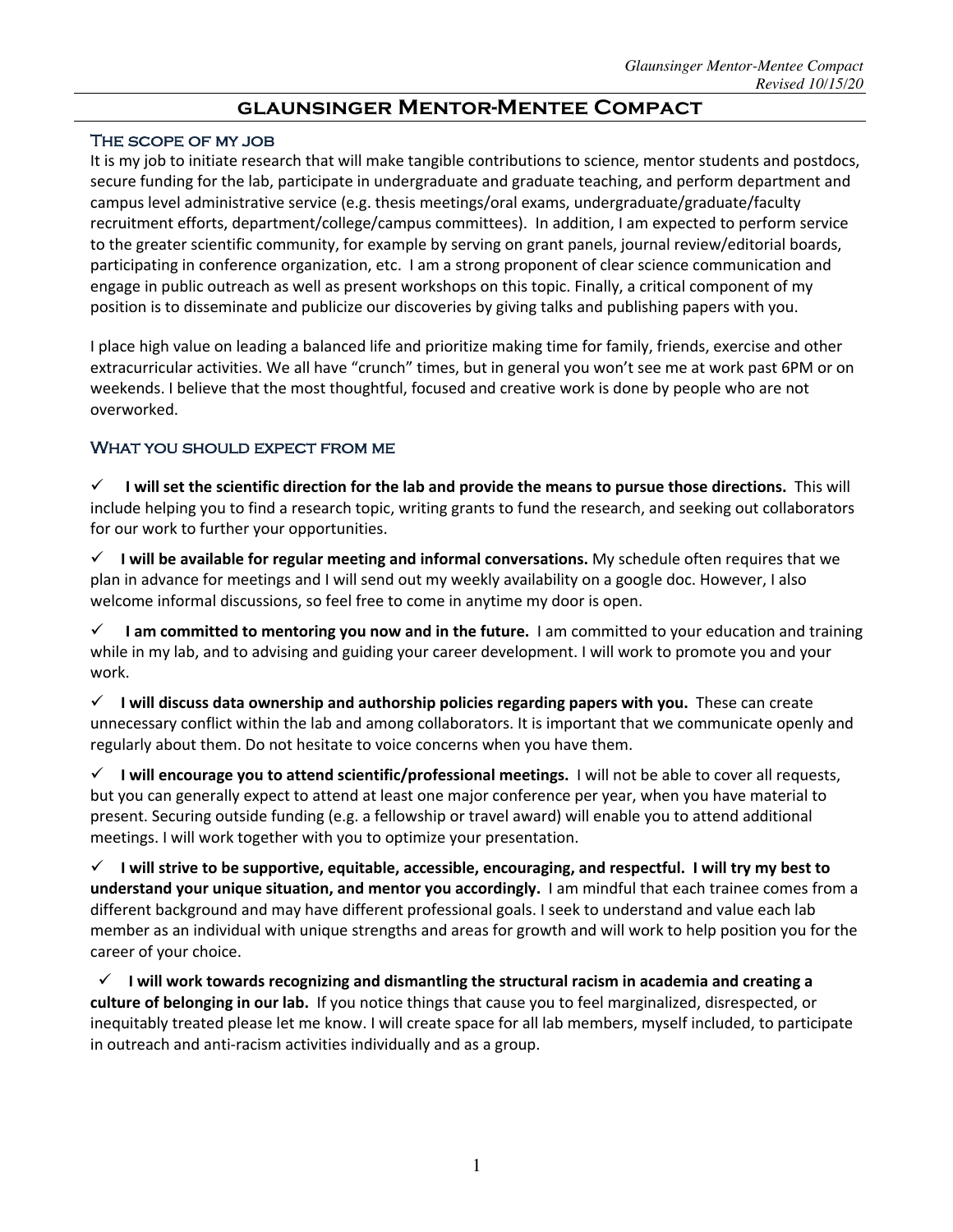# Glaunsinger Mentor-Mentee Compact

## The scope of my job

It is my job to initiate research that will make tangible contributions to science, mentor students and postdocs, secure funding for the lab, participate in undergraduate and graduate teaching, and perform department and campus level administrative service (e.g. thesis meetings/oral exams, undergraduate/graduate/faculty recruitment efforts, department/college/campus committees). In addition, I am expected to perform service to the greater scientific community, for example by serving on grant panels, journal review/editorial boards, participating in conference organization, etc. I am a strong proponent of clear science communication and engage in public outreach as well as present workshops on this topic. Finally, a critical component of my position is to disseminate and publicize our discoveries by giving talks and publishing papers with you.

I place high value on leading a balanced life and prioritize making time for family, friends, exercise and other extracurricular activities. We all have "crunch" times, but in general you won't see me at work past 6PM or on weekends. I believe that the most thoughtful, focused and creative work is done by people who are not overworked.

## What you should expect from me

✓ **I will set the scientific direction for the lab and provide the means to pursue those directions.** This will include helping you to find a research topic, writing grants to fund the research, and seeking out collaborators for our work to further your opportunities.

✓ **I will be available for regular meeting and informal conversations.** My schedule often requires that we plan in advance for meetings and I will send out my weekly availability on a google doc. However, I also welcome informal discussions, so feel free to come in anytime my door is open.

✓ **I am committed to mentoring you now and in the future.** I am committed to your education and training while in my lab, and to advising and guiding your career development. I will work to promote you and your work.

✓ **I will discuss data ownership and authorship policies regarding papers with you.** These can create unnecessary conflict within the lab and among collaborators. It is important that we communicate openly and regularly about them. Do not hesitate to voice concerns when you have them.

✓ **I will encourage you to attend scientific/professional meetings.** I will not be able to cover all requests, but you can generally expect to attend at least one major conference per year, when you have material to present. Securing outside funding (e.g. a fellowship or travel award) will enable you to attend additional meetings. I will work together with you to optimize your presentation.

✓ **I will strive to be supportive, equitable, accessible, encouraging, and respectful. I will try my best to understand your unique situation, and mentor you accordingly.** I am mindful that each trainee comes from a different background and may have different professional goals. I seek to understand and value each lab member as an individual with unique strengths and areas for growth and will work to help position you for the career of your choice.

✓ **I will work towards recognizing and dismantling the structural racism in academia and creating a culture of belonging in our lab.** If you notice things that cause you to feel marginalized, disrespected, or inequitably treated please let me know. I will create space for all lab members, myself included, to participate in outreach and anti-racism activities individually and as a group.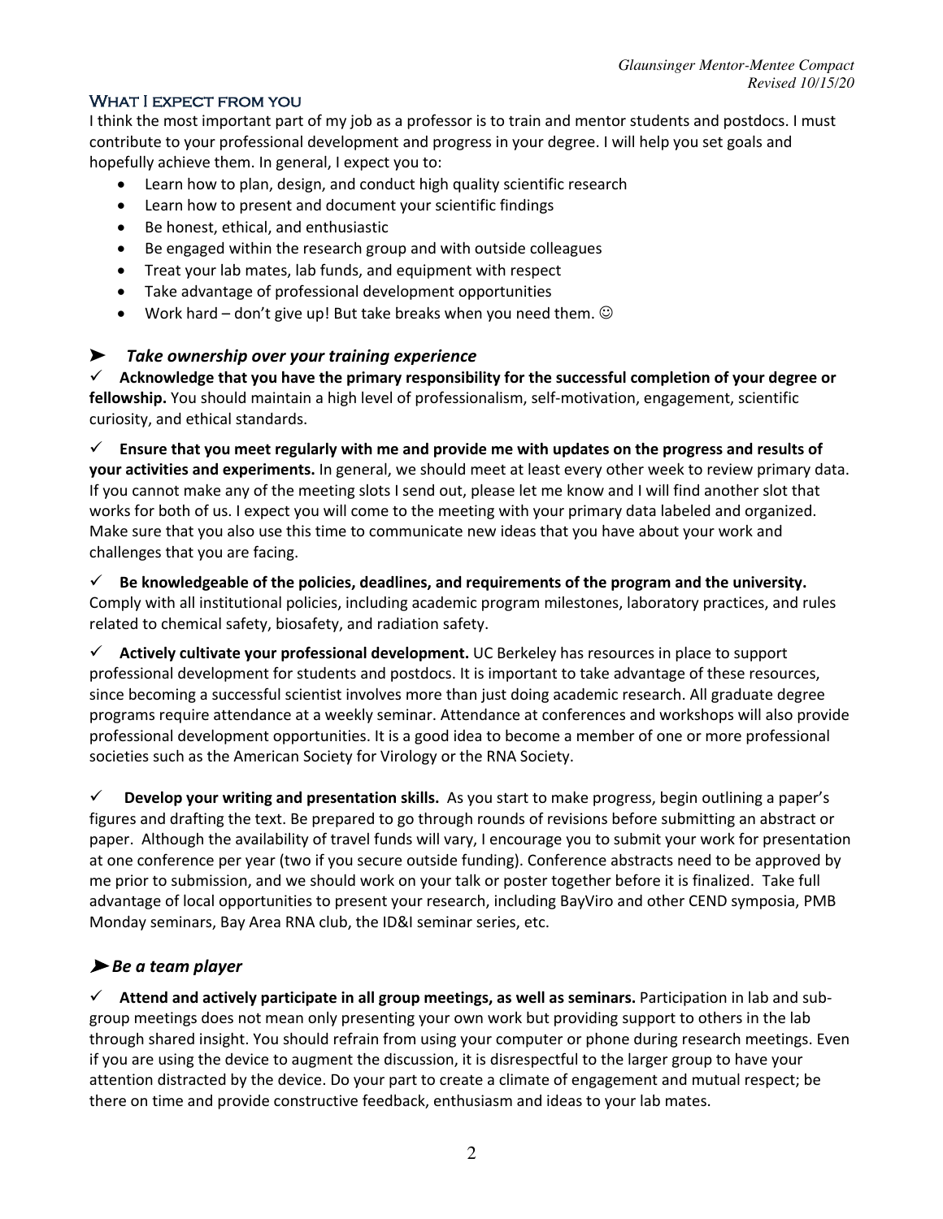## What I expect from you

I think the most important part of my job as a professor is to train and mentor students and postdocs. I must contribute to your professional development and progress in your degree. I will help you set goals and hopefully achieve them. In general, I expect you to:

- Learn how to plan, design, and conduct high quality scientific research
- Learn how to present and document your scientific findings
- Be honest, ethical, and enthusiastic
- Be engaged within the research group and with outside colleagues
- Treat your lab mates, lab funds, and equipment with respect
- Take advantage of professional development opportunities
- Work hard – don't give up! But take breaks when you need them. ☺

### ➤ *Take ownership over your training experience*

✓ **Acknowledge that you have the primary responsibility for the successful completion of your degree or fellowship.** You should maintain a high level of professionalism, self-motivation, engagement, scientific curiosity, and ethical standards.

✓ **Ensure that you meet regularly with me and provide me with updates on the progress and results of your activities and experiments.** In general, we should meet at least every other week to review primary data. If you cannot make any of the meeting slots I send out, please let me know and I will find another slot that works for both of us. I expect you will come to the meeting with your primary data labeled and organized. Make sure that you also use this time to communicate new ideas that you have about your work and challenges that you are facing.

✓ **Be knowledgeable of the policies, deadlines, and requirements of the program and the university.** Comply with all institutional policies, including academic program milestones, laboratory practices, and rules related to chemical safety, biosafety, and radiation safety.

✓ **Actively cultivate your professional development.** UC Berkeley has resources in place to support professional development for students and postdocs. It is important to take advantage of these resources, since becoming a successful scientist involves more than just doing academic research. All graduate degree programs require attendance at a weekly seminar. Attendance at conferences and workshops will also provide professional development opportunities. It is a good idea to become a member of one or more professional societies such as the American Society for Virology or the RNA Society.

✓ **Develop your writing and presentation skills.** As you start to make progress, begin outlining a paper's figures and drafting the text. Be prepared to go through rounds of revisions before submitting an abstract or paper. Although the availability of travel funds will vary, I encourage you to submit your work for presentation at one conference per year (two if you secure outside funding). Conference abstracts need to be approved by me prior to submission, and we should work on your talk or poster together before it is finalized. Take full advantage of local opportunities to present your research, including BayViro and other CEND symposia, PMB Monday seminars, Bay Area RNA club, the ID&I seminar series, etc.

### ➤ *Be a team player*

✓ **Attend and actively participate in all group meetings, as well as seminars.** Participation in lab and sub-group meetings does not mean only presenting your own work but providing support to others in the lab through shared insight. You should refrain from using your computer or phone during research meetings. Even if you are using the device to augment the discussion, it is disrespectful to the larger group to have your attention distracted by the device. Do your part to create a climate of engagement and mutual respect; be there on time and provide constructive feedback, enthusiasm and ideas to your lab mates.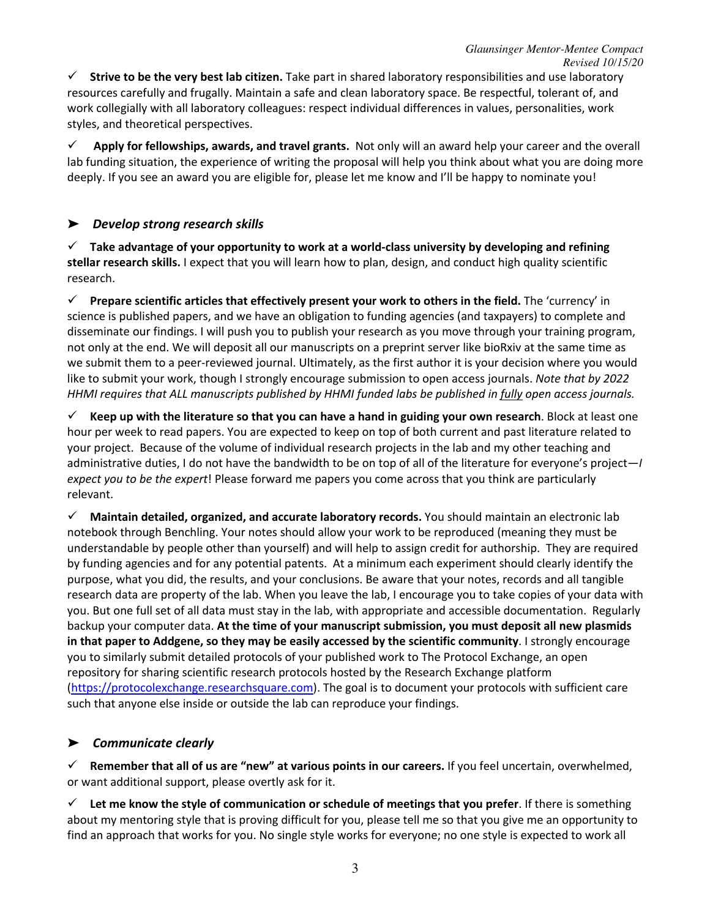✓ **Strive to be the very best lab citizen.** Take part in shared laboratory responsibilities and use laboratory resources carefully and frugally. Maintain a safe and clean laboratory space. Be respectful, tolerant of, and work collegially with all laboratory colleagues: respect individual differences in values, personalities, work styles, and theoretical perspectives.

✓ **Apply for fellowships, awards, and travel grants.** Not only will an award help your career and the overall lab funding situation, the experience of writing the proposal will help you think about what you are doing more deeply. If you see an award you are eligible for, please let me know and I'll be happy to nominate you!

### ➤ *Develop strong research skills*

✓ **Take advantage of your opportunity to work at a world-class university by developing and refining stellar research skills.** I expect that you will learn how to plan, design, and conduct high quality scientific research.

✓ **Prepare scientific articles that effectively present your work to others in the field.** The 'currency' in science is published papers, and we have an obligation to funding agencies (and taxpayers) to complete and disseminate our findings. I will push you to publish your research as you move through your training program, not only at the end. We will deposit all our manuscripts on a preprint server like bioRxiv at the same time as we submit them to a peer-reviewed journal. Ultimately, as the first author it is your decision where you would like to submit your work, though I strongly encourage submission to open access journals. *Note that by 2022 HHMI requires that ALL manuscripts published by HHMI funded labs be published in <u>fully</u> open access journals.*

✓ **Keep up with the literature so that you can have a hand in guiding your own research**. Block at least one hour per week to read papers. You are expected to keep on top of both current and past literature related to your project. Because of the volume of individual research projects in the lab and my other teaching and administrative duties, I do not have the bandwidth to be on top of all of the literature for everyone's project—*I expect you to be the expert*! Please forward me papers you come across that you think are particularly relevant.

✓ **Maintain detailed, organized, and accurate laboratory records.** You should maintain an electronic lab notebook through Benchling. Your notes should allow your work to be reproduced (meaning they must be understandable by people other than yourself) and will help to assign credit for authorship. They are required by funding agencies and for any potential patents. At a minimum each experiment should clearly identify the purpose, what you did, the results, and your conclusions. Be aware that your notes, records and all tangible research data are property of the lab. When you leave the lab, I encourage you to take copies of your data with you. But one full set of all data must stay in the lab, with appropriate and accessible documentation. Regularly backup your computer data. **At the time of your manuscript submission, you must deposit all new plasmids in that paper to Addgene, so they may be easily accessed by the scientific community**. I strongly encourage you to similarly submit detailed protocols of your published work to The Protocol Exchange, an open repository for sharing scientific research protocols hosted by the Research Exchange platform (https://protocolexchange.researchsquare.com). The goal is to document your protocols with sufficient care such that anyone else inside or outside the lab can reproduce your findings.

### ➤ *Communicate clearly*

✓ **Remember that all of us are "new" at various points in our careers.** If you feel uncertain, overwhelmed, or want additional support, please overtly ask for it.

✓ **Let me know the style of communication or schedule of meetings that you prefer**. If there is something about my mentoring style that is proving difficult for you, please tell me so that you give me an opportunity to find an approach that works for you. No single style works for everyone; no one style is expected to work all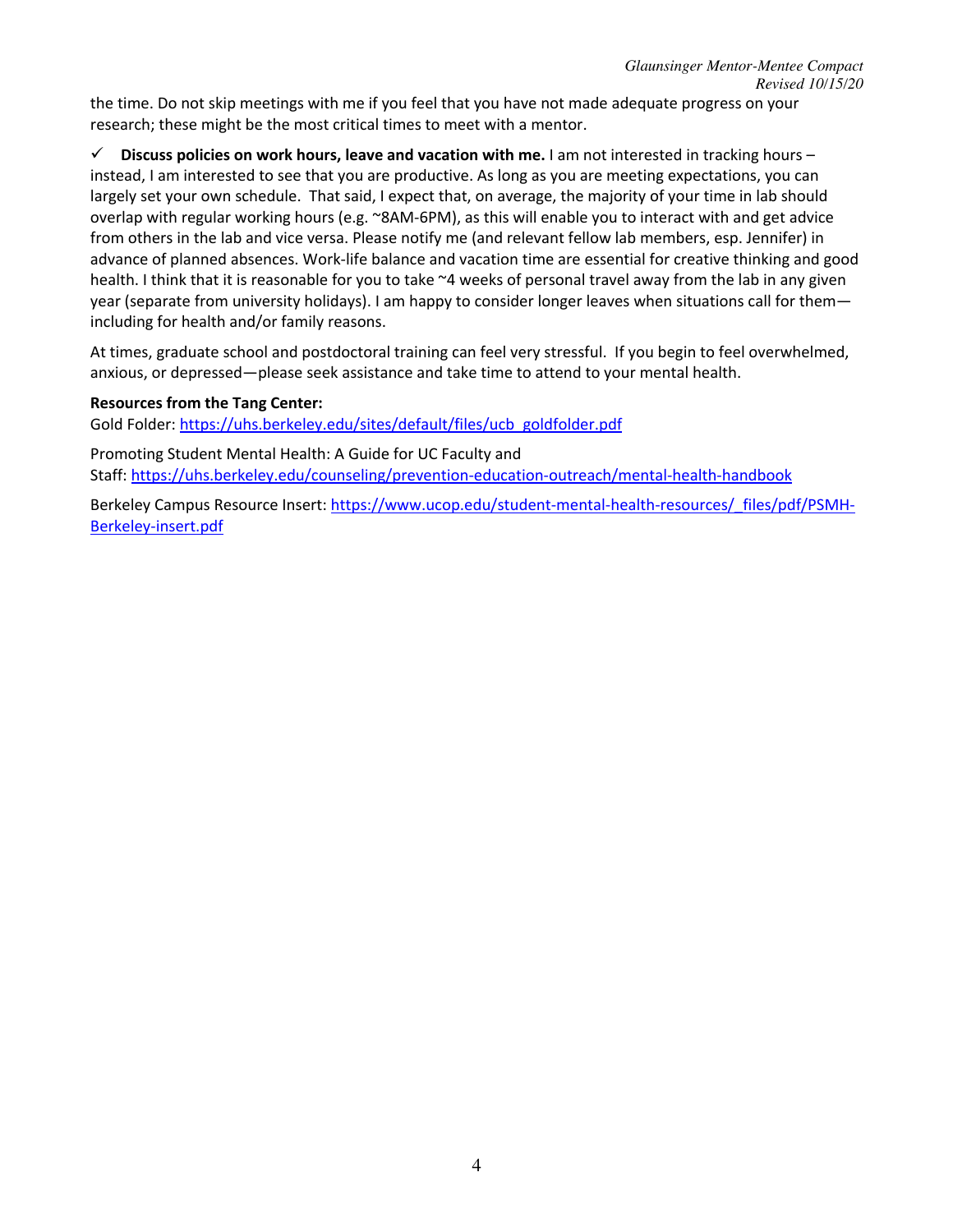the time. Do not skip meetings with me if you feel that you have not made adequate progress on your research; these might be the most critical times to meet with a mentor.

✓ **Discuss policies on work hours, leave and vacation with me.** I am not interested in tracking hours – instead, I am interested to see that you are productive. As long as you are meeting expectations, you can largely set your own schedule. That said, I expect that, on average, the majority of your time in lab should overlap with regular working hours (e.g. ~8AM-6PM), as this will enable you to interact with and get advice from others in the lab and vice versa. Please notify me (and relevant fellow lab members, esp. Jennifer) in advance of planned absences. Work-life balance and vacation time are essential for creative thinking and good health. I think that it is reasonable for you to take ~4 weeks of personal travel away from the lab in any given year (separate from university holidays). I am happy to consider longer leaves when situations call for them—including for health and/or family reasons.

At times, graduate school and postdoctoral training can feel very stressful. If you begin to feel overwhelmed, anxious, or depressed—please seek assistance and take time to attend to your mental health.

**Resources from the Tang Center:**

Gold Folder: https://uhs.berkeley.edu/sites/default/files/ucb_goldfolder.pdf

Promoting Student Mental Health: A Guide for UC Faculty and Staff: https://uhs.berkeley.edu/counseling/prevention-education-outreach/mental-health-handbook

Berkeley Campus Resource Insert: https://www.ucop.edu/student-mental-health-resources/_files/pdf/PSMH-Berkeley-insert.pdf